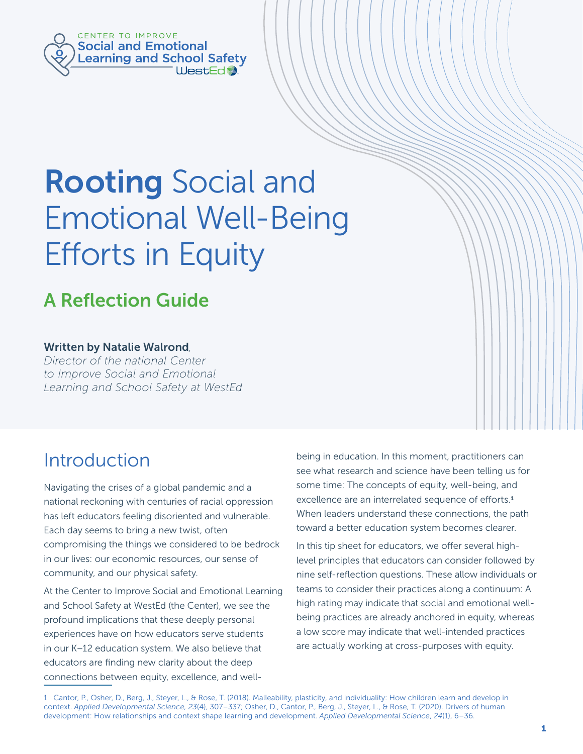CENTER TO IMPROVE
Social and Emotional
Learning and School Safety
WestEd

# **Rooting** Social and Emotional Well-Being Efforts in Equity

## A Reflection Guide

**Written by Natalie Walrond**,
*Director of the national Center to Improve Social and Emotional Learning and School Safety at WestEd*

## Introduction

Navigating the crises of a global pandemic and a national reckoning with centuries of racial oppression has left educators feeling disoriented and vulnerable. Each day seems to bring a new twist, often compromising the things we considered to be bedrock in our lives: our economic resources, our sense of community, and our physical safety.

At the Center to Improve Social and Emotional Learning and School Safety at WestEd (the Center), we see the profound implications that these deeply personal experiences have on how educators serve students in our K–12 education system. We also believe that educators are finding new clarity about the deep connections between equity, excellence, and well-being in education. In this moment, practitioners can see what research and science have been telling us for some time: The concepts of equity, well-being, and excellence are an interrelated sequence of efforts.[1] When leaders understand these connections, the path toward a better education system becomes clearer.

In this tip sheet for educators, we offer several high-level principles that educators can consider followed by nine self-reflection questions. These allow individuals or teams to consider their practices along a continuum: A high rating may indicate that social and emotional well-being practices are already anchored in equity, whereas a low score may indicate that well-intended practices are actually working at cross-purposes with equity.

1 Cantor, P., Osher, D., Berg, J., Steyer, L., & Rose, T. (2018). Malleability, plasticity, and individuality: How children learn and develop in context. *Applied Developmental Science, 23*(4), 307–337; Osher, D., Cantor, P., Berg, J., Steyer, L., & Rose, T. (2020). Drivers of human development: How relationships and context shape learning and development. *Applied Developmental Science*, *24*(1), 6–36.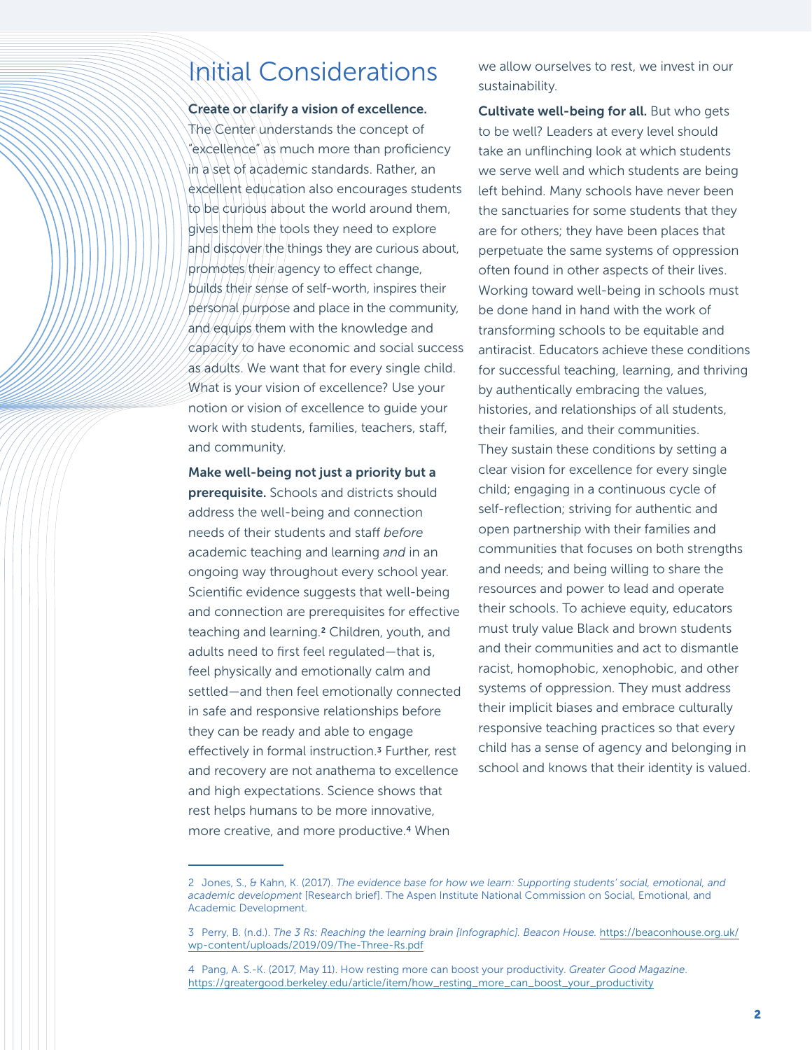# Initial Considerations

**Create or clarify a vision of excellence.** The Center understands the concept of "excellence" as much more than proficiency in a set of academic standards. Rather, an excellent education also encourages students to be curious about the world around them, gives them the tools they need to explore and discover the things they are curious about, promotes their agency to effect change, builds their sense of self-worth, inspires their personal purpose and place in the community, and equips them with the knowledge and capacity to have economic and social success as adults. We want that for every single child. What is your vision of excellence? Use your notion or vision of excellence to guide your work with students, families, teachers, staff, and community.

**Make well-being not just a priority but a prerequisite.** Schools and districts should address the well-being and connection needs of their students and staff *before* academic teaching and learning *and* in an ongoing way throughout every school year. Scientific evidence suggests that well-being and connection are prerequisites for effective teaching and learning.[2] Children, youth, and adults need to first feel regulated—that is, feel physically and emotionally calm and settled—and then feel emotionally connected in safe and responsive relationships before they can be ready and able to engage effectively in formal instruction.[3] Further, rest and recovery are not anathema to excellence and high expectations. Science shows that rest helps humans to be more innovative, more creative, and more productive.[4] When we allow ourselves to rest, we invest in our sustainability.

**Cultivate well-being for all.** But who gets to be well? Leaders at every level should take an unflinching look at which students we serve well and which students are being left behind. Many schools have never been the sanctuaries for some students that they are for others; they have been places that perpetuate the same systems of oppression often found in other aspects of their lives. Working toward well-being in schools must be done hand in hand with the work of transforming schools to be equitable and antiracist. Educators achieve these conditions for successful teaching, learning, and thriving by authentically embracing the values, histories, and relationships of all students, their families, and their communities. They sustain these conditions by setting a clear vision for excellence for every single child; engaging in a continuous cycle of self-reflection; striving for authentic and open partnership with their families and communities that focuses on both strengths and needs; and being willing to share the resources and power to lead and operate their schools. To achieve equity, educators must truly value Black and brown students and their communities and act to dismantle racist, homophobic, xenophobic, and other systems of oppression. They must address their implicit biases and embrace culturally responsive teaching practices so that every child has a sense of agency and belonging in school and knows that their identity is valued.

---

2 Jones, S., & Kahn, K. (2017). *The evidence base for how we learn: Supporting students' social, emotional, and academic development* [Research brief]. The Aspen Institute National Commission on Social, Emotional, and Academic Development.

3 Perry, B. (n.d.). *The 3 Rs: Reaching the learning brain [Infographic]. Beacon House.* https://beaconhouse.org.uk/wp-content/uploads/2019/09/The-Three-Rs.pdf

4 Pang, A. S.-K. (2017, May 11). How resting more can boost your productivity. *Greater Good Magazine*. https://greatergood.berkeley.edu/article/item/how_resting_more_can_boost_your_productivity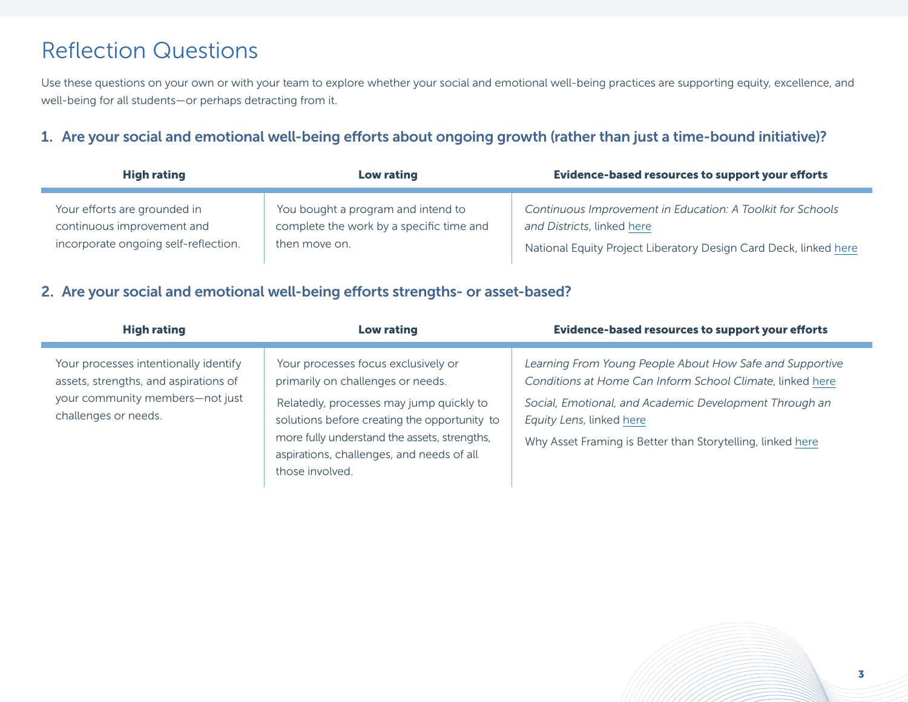# Reflection Questions

Use these questions on your own or with your team to explore whether your social and emotional well-being practices are supporting equity, excellence, and well-being for all students—or perhaps detracting from it.

### 1. Are your social and emotional well-being efforts about ongoing growth (rather than just a time-bound initiative)?

| High rating | Low rating | Evidence-based resources to support your efforts |
| --- | --- | --- |
| Your efforts are grounded in continuous improvement and incorporate ongoing self-reflection. | You bought a program and intend to complete the work by a specific time and then move on. | *Continuous Improvement in Education: A Toolkit for Schools and Districts*, linked here<br><br>National Equity Project Liberatory Design Card Deck, linked here |

### 2. Are your social and emotional well-being efforts strengths- or asset-based?

| High rating | Low rating | Evidence-based resources to support your efforts |
| --- | --- | --- |
| Your processes intentionally identify assets, strengths, and aspirations of your community members—not just challenges or needs. | Your processes focus exclusively or primarily on challenges or needs.<br><br>Relatedly, processes may jump quickly to solutions before creating the opportunity to more fully understand the assets, strengths, aspirations, challenges, and needs of all those involved. | *Learning From Young People About How Safe and Supportive Conditions at Home Can Inform School Climate*, linked here<br><br>*Social, Emotional, and Academic Development Through an Equity Lens*, linked here<br><br>Why Asset Framing is Better than Storytelling, linked here |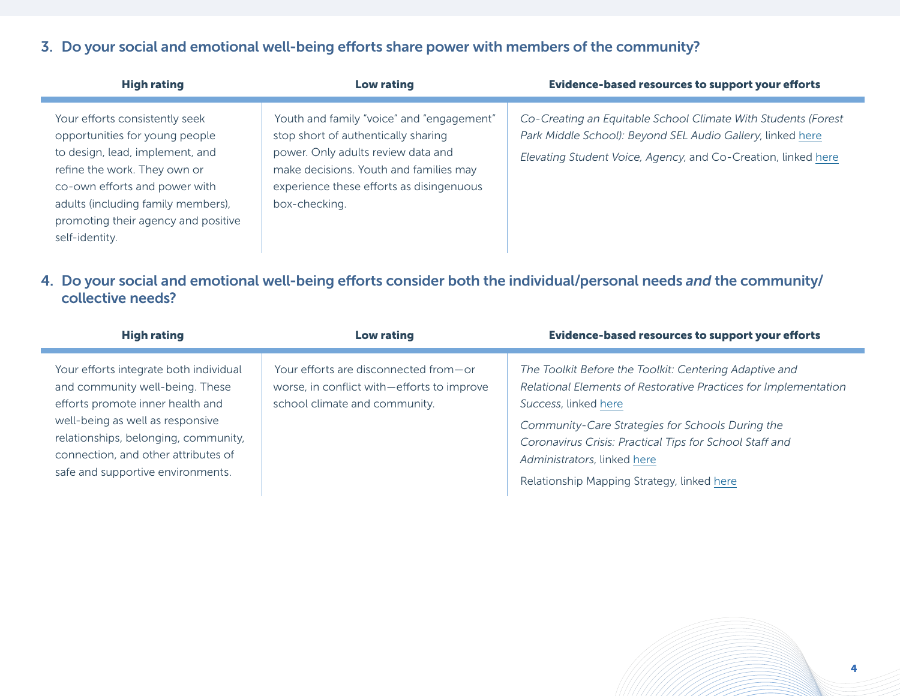### 3. Do your social and emotional well-being efforts share power with members of the community?

| High rating | Low rating | Evidence-based resources to support your efforts |
|---|---|---|
| Your efforts consistently seek opportunities for young people to design, lead, implement, and refine the work. They own or co-own efforts and power with adults (including family members), promoting their agency and positive self-identity. | Youth and family "voice" and "engagement" stop short of authentically sharing power. Only adults review data and make decisions. Youth and families may experience these efforts as disingenuous box-checking. | *Co-Creating an Equitable School Climate With Students (Forest Park Middle School): Beyond SEL Audio Gallery*, linked here<br>*Elevating Student Voice, Agency*, and Co-Creation, linked here |

### 4. Do your social and emotional well-being efforts consider both the individual/personal needs *and* the community/collective needs?

| High rating | Low rating | Evidence-based resources to support your efforts |
|---|---|---|
| Your efforts integrate both individual and community well-being. These efforts promote inner health and well-being as well as responsive relationships, belonging, community, connection, and other attributes of safe and supportive environments. | Your efforts are disconnected from—or worse, in conflict with—efforts to improve school climate and community. | *The Toolkit Before the Toolkit: Centering Adaptive and Relational Elements of Restorative Practices for Implementation Success*, linked here<br>*Community-Care Strategies for Schools During the Coronavirus Crisis: Practical Tips for School Staff and Administrators*, linked here<br>Relationship Mapping Strategy, linked here |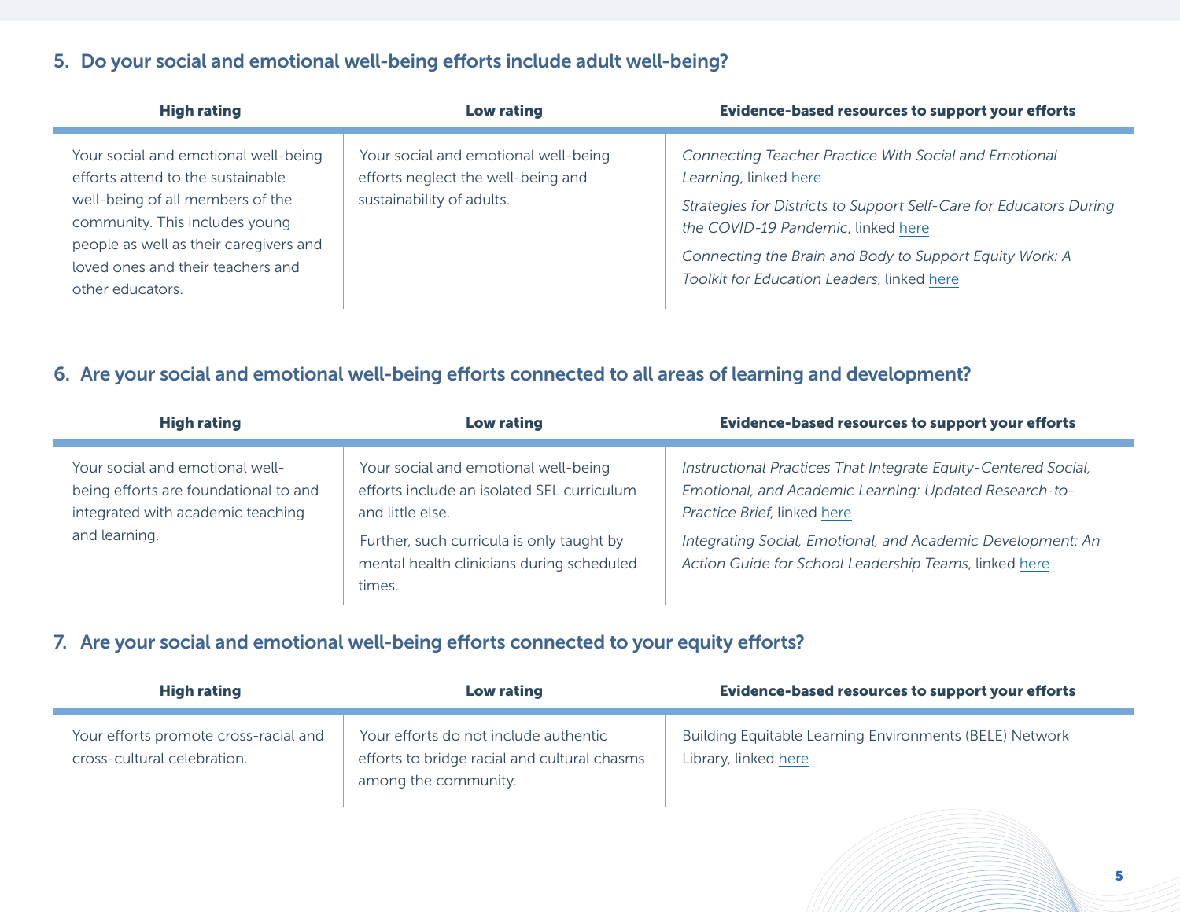## 5. Do your social and emotional well-being efforts include adult well-being?

| High rating | Low rating | Evidence-based resources to support your efforts |
|---|---|---|
| Your social and emotional well-being efforts attend to the sustainable well-being of all members of the community. This includes young people as well as their caregivers and loved ones and their teachers and other educators. | Your social and emotional well-being efforts neglect the well-being and sustainability of adults. | *Connecting Teacher Practice With Social and Emotional Learning*, linked here<br><br>*Strategies for Districts to Support Self-Care for Educators During the COVID-19 Pandemic*, linked here<br><br>*Connecting the Brain and Body to Support Equity Work: A Toolkit for Education Leaders*, linked here |

## 6. Are your social and emotional well-being efforts connected to all areas of learning and development?

| High rating | Low rating | Evidence-based resources to support your efforts |
|---|---|---|
| Your social and emotional well-being efforts are foundational to and integrated with academic teaching and learning. | Your social and emotional well-being efforts include an isolated SEL curriculum and little else.<br><br>Further, such curricula is only taught by mental health clinicians during scheduled times. | *Instructional Practices That Integrate Equity-Centered Social, Emotional, and Academic Learning: Updated Research-to-Practice Brief*, linked here<br><br>*Integrating Social, Emotional, and Academic Development: An Action Guide for School Leadership Teams*, linked here |

## 7. Are your social and emotional well-being efforts connected to your equity efforts?

| High rating | Low rating | Evidence-based resources to support your efforts |
|---|---|---|
| Your efforts promote cross-racial and cross-cultural celebration. | Your efforts do not include authentic efforts to bridge racial and cultural chasms among the community. | Building Equitable Learning Environments (BELE) Network Library, linked here |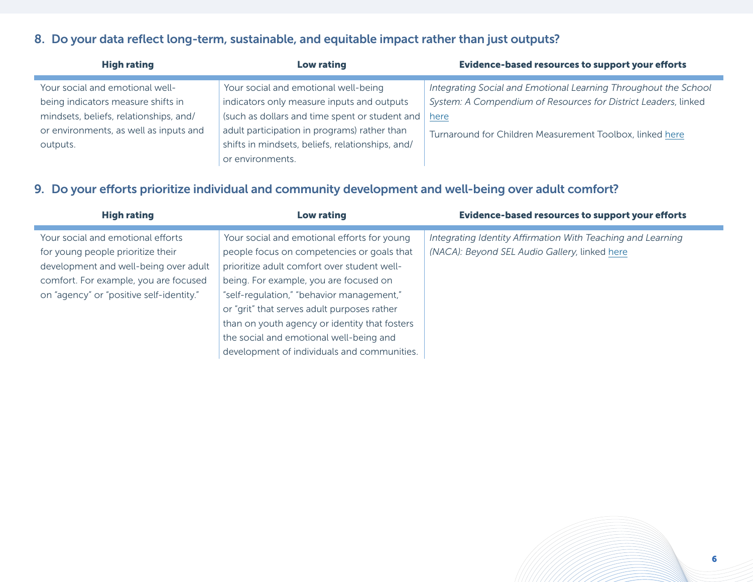## 8. Do your data reflect long-term, sustainable, and equitable impact rather than just outputs?

| High rating | Low rating | Evidence-based resources to support your efforts |
|---|---|---|
| Your social and emotional well-being indicators measure shifts in mindsets, beliefs, relationships, and/or environments, as well as inputs and outputs. | Your social and emotional well-being indicators only measure inputs and outputs (such as dollars and time spent or student and adult participation in programs) rather than shifts in mindsets, beliefs, relationships, and/or environments. | *Integrating Social and Emotional Learning Throughout the School System: A Compendium of Resources for District Leaders*, linked here<br><br>Turnaround for Children Measurement Toolbox, linked here |

## 9. Do your efforts prioritize individual and community development and well-being over adult comfort?

| High rating | Low rating | Evidence-based resources to support your efforts |
|---|---|---|
| Your social and emotional efforts for young people prioritize their development and well-being over adult comfort. For example, you are focused on "agency" or "positive self-identity." | Your social and emotional efforts for young people focus on competencies or goals that prioritize adult comfort over student well-being. For example, you are focused on "self-regulation," "behavior management," or "grit" that serves adult purposes rather than on youth agency or identity that fosters the social and emotional well-being and development of individuals and communities. | *Integrating Identity Affirmation With Teaching and Learning (NACA): Beyond SEL Audio Gallery*, linked here |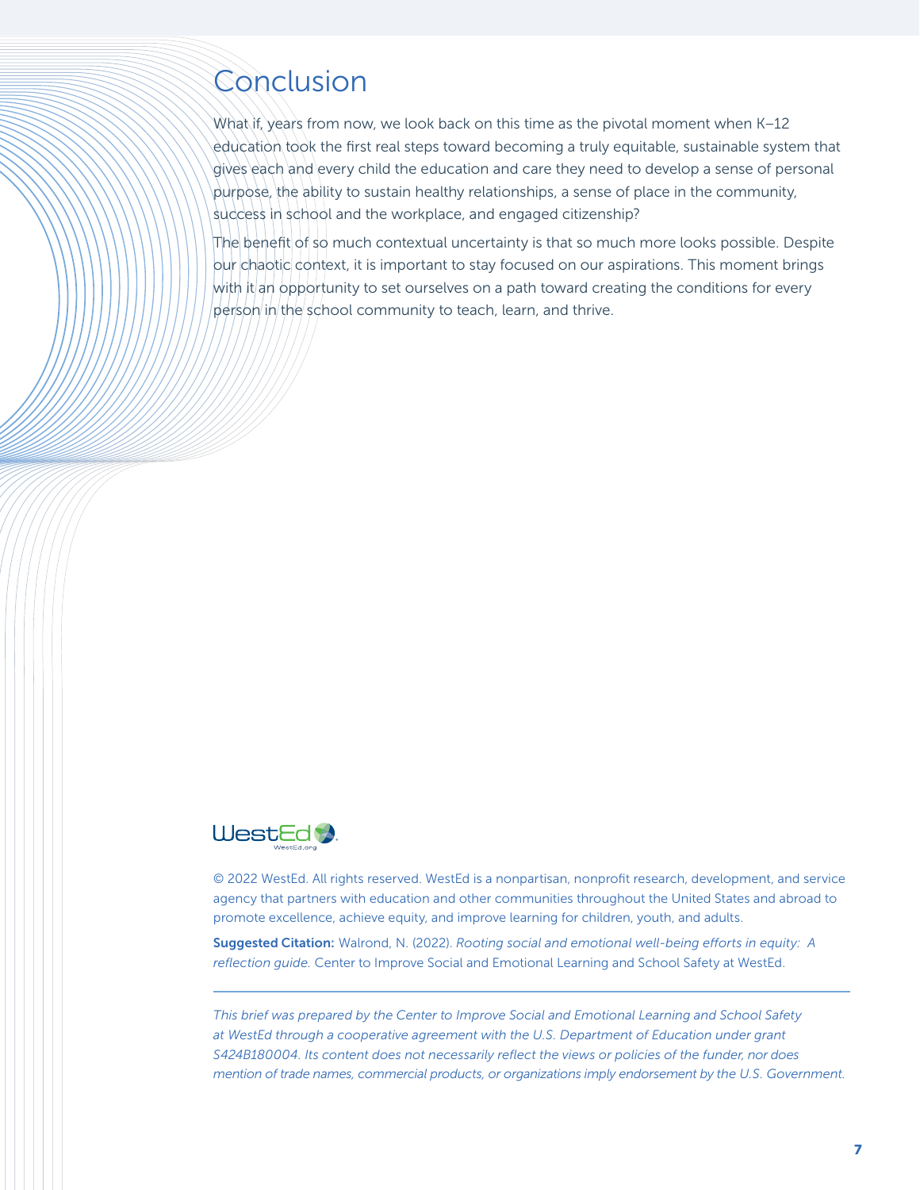# Conclusion

What if, years from now, we look back on this time as the pivotal moment when K–12 education took the first real steps toward becoming a truly equitable, sustainable system that gives each and every child the education and care they need to develop a sense of personal purpose, the ability to sustain healthy relationships, a sense of place in the community, success in school and the workplace, and engaged citizenship?

The benefit of so much contextual uncertainty is that so much more looks possible. Despite our chaotic context, it is important to stay focused on our aspirations. This moment brings with it an opportunity to set ourselves on a path toward creating the conditions for every person in the school community to teach, learn, and thrive.

WestEd
WestEd.org

© 2022 WestEd. All rights reserved. WestEd is a nonpartisan, nonprofit research, development, and service agency that partners with education and other communities throughout the United States and abroad to promote excellence, achieve equity, and improve learning for children, youth, and adults.

**Suggested Citation:** Walrond, N. (2022). *Rooting social and emotional well-being efforts in equity: A reflection guide.* Center to Improve Social and Emotional Learning and School Safety at WestEd.

---

*This brief was prepared by the Center to Improve Social and Emotional Learning and School Safety at WestEd through a cooperative agreement with the U.S. Department of Education under grant S424B180004. Its content does not necessarily reflect the views or policies of the funder, nor does mention of trade names, commercial products, or organizations imply endorsement by the U.S. Government.*